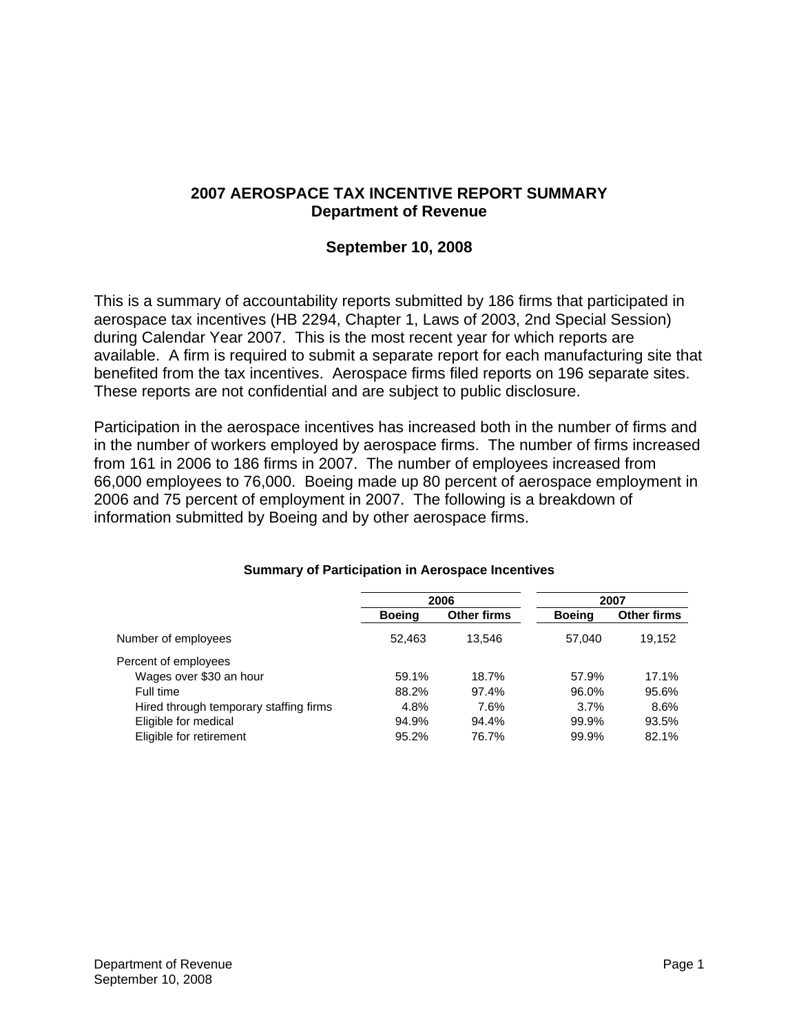# 2007 AEROSPACE TAX INCENTIVE REPORT SUMMARY

## Department of Revenue

### September 10, 2008

This is a summary of accountability reports submitted by 186 firms that participated in aerospace tax incentives (HB 2294, Chapter 1, Laws of 2003, 2nd Special Session) during Calendar Year 2007. This is the most recent year for which reports are available. A firm is required to submit a separate report for each manufacturing site that benefited from the tax incentives. Aerospace firms filed reports on 196 separate sites. These reports are not confidential and are subject to public disclosure.

Participation in the aerospace incentives has increased both in the number of firms and in the number of workers employed by aerospace firms. The number of firms increased from 161 in 2006 to 186 firms in 2007. The number of employees increased from 66,000 employees to 76,000. Boeing made up 80 percent of aerospace employment in 2006 and 75 percent of employment in 2007. The following is a breakdown of information submitted by Boeing and by other aerospace firms.

**Summary of Participation in Aerospace Incentives**

| | 2006 | | 2007 | |
|---|---|---|---|---|
| | **Boeing** | **Other firms** | **Boeing** | **Other firms** |
| Number of employees | 52,463 | 13,546 | 57,040 | 19,152 |
| Percent of employees | | | | |
| Wages over $30 an hour | 59.1% | 18.7% | 57.9% | 17.1% |
| Full time | 88.2% | 97.4% | 96.0% | 95.6% |
| Hired through temporary staffing firms | 4.8% | 7.6% | 3.7% | 8.6% |
| Eligible for medical | 94.9% | 94.4% | 99.9% | 93.5% |
| Eligible for retirement | 95.2% | 76.7% | 99.9% | 82.1% |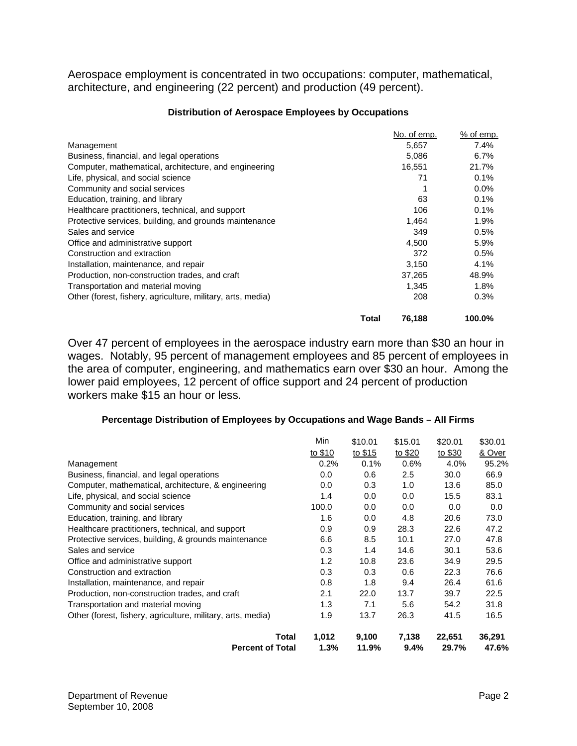Aerospace employment is concentrated in two occupations: computer, mathematical, architecture, and engineering (22 percent) and production (49 percent).

**Distribution of Aerospace Employees by Occupations**

| | No. of emp. | % of emp. |
|---|---|---|
| Management | 5,657 | 7.4% |
| Business, financial, and legal operations | 5,086 | 6.7% |
| Computer, mathematical, architecture, and engineering | 16,551 | 21.7% |
| Life, physical, and social science | 71 | 0.1% |
| Community and social services | 1 | 0.0% |
| Education, training, and library | 63 | 0.1% |
| Healthcare practitioners, technical, and support | 106 | 0.1% |
| Protective services, building, and grounds maintenance | 1,464 | 1.9% |
| Sales and service | 349 | 0.5% |
| Office and administrative support | 4,500 | 5.9% |
| Construction and extraction | 372 | 0.5% |
| Installation, maintenance, and repair | 3,150 | 4.1% |
| Production, non-construction trades, and craft | 37,265 | 48.9% |
| Transportation and material moving | 1,345 | 1.8% |
| Other (forest, fishery, agriculture, military, arts, media) | 208 | 0.3% |
| **Total** | **76,188** | **100.0%** |

Over 47 percent of employees in the aerospace industry earn more than $30 an hour in wages. Notably, 95 percent of management employees and 85 percent of employees in the area of computer, engineering, and mathematics earn over $30 an hour. Among the lower paid employees, 12 percent of office support and 24 percent of production workers make $15 an hour or less.

**Percentage Distribution of Employees by Occupations and Wage Bands – All Firms**

| | Min to $10 | $10.01 to $15 | $15.01 to $20 | $20.01 to $30 | $30.01 & Over |
|---|---|---|---|---|---|
| Management | 0.2% | 0.1% | 0.6% | 4.0% | 95.2% |
| Business, financial, and legal operations | 0.0 | 0.6 | 2.5 | 30.0 | 66.9 |
| Computer, mathematical, architecture, & engineering | 0.0 | 0.3 | 1.0 | 13.6 | 85.0 |
| Life, physical, and social science | 1.4 | 0.0 | 0.0 | 15.5 | 83.1 |
| Community and social services | 100.0 | 0.0 | 0.0 | 0.0 | 0.0 |
| Education, training, and library | 1.6 | 0.0 | 4.8 | 20.6 | 73.0 |
| Healthcare practitioners, technical, and support | 0.9 | 0.9 | 28.3 | 22.6 | 47.2 |
| Protective services, building, & grounds maintenance | 6.6 | 8.5 | 10.1 | 27.0 | 47.8 |
| Sales and service | 0.3 | 1.4 | 14.6 | 30.1 | 53.6 |
| Office and administrative support | 1.2 | 10.8 | 23.6 | 34.9 | 29.5 |
| Construction and extraction | 0.3 | 0.3 | 0.6 | 22.3 | 76.6 |
| Installation, maintenance, and repair | 0.8 | 1.8 | 9.4 | 26.4 | 61.6 |
| Production, non-construction trades, and craft | 2.1 | 22.0 | 13.7 | 39.7 | 22.5 |
| Transportation and material moving | 1.3 | 7.1 | 5.6 | 54.2 | 31.8 |
| Other (forest, fishery, agriculture, military, arts, media) | 1.9 | 13.7 | 26.3 | 41.5 | 16.5 |
| **Total** | **1,012** | **9,100** | **7,138** | **22,651** | **36,291** |
| **Percent of Total** | **1.3%** | **11.9%** | **9.4%** | **29.7%** | **47.6%** |

Department of Revenue
September 10, 2008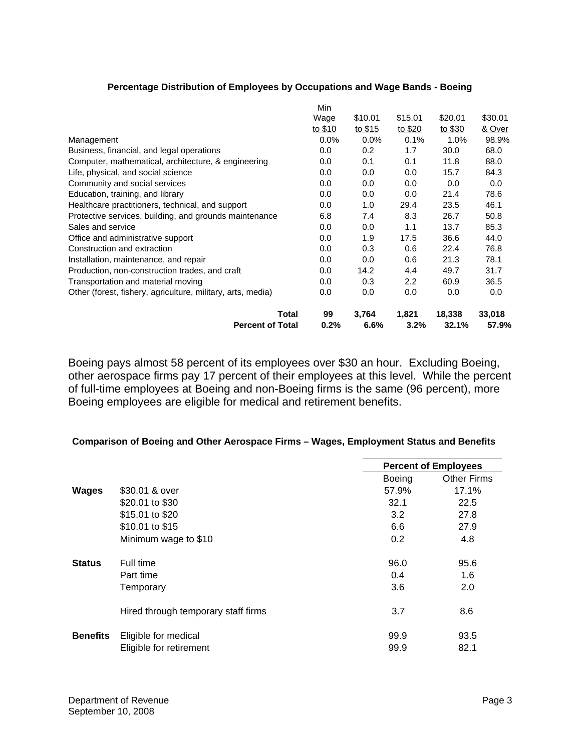**Percentage Distribution of Employees by Occupations and Wage Bands - Boeing**

| | Min Wage to $10 | $10.01 to $15 | $15.01 to $20 | $20.01 to $30 | $30.01 & Over |
|---|---|---|---|---|---|
| Management | 0.0% | 0.0% | 0.1% | 1.0% | 98.9% |
| Business, financial, and legal operations | 0.0 | 0.2 | 1.7 | 30.0 | 68.0 |
| Computer, mathematical, architecture, & engineering | 0.0 | 0.1 | 0.1 | 11.8 | 88.0 |
| Life, physical, and social science | 0.0 | 0.0 | 0.0 | 15.7 | 84.3 |
| Community and social services | 0.0 | 0.0 | 0.0 | 0.0 | 0.0 |
| Education, training, and library | 0.0 | 0.0 | 0.0 | 21.4 | 78.6 |
| Healthcare practitioners, technical, and support | 0.0 | 1.0 | 29.4 | 23.5 | 46.1 |
| Protective services, building, and grounds maintenance | 6.8 | 7.4 | 8.3 | 26.7 | 50.8 |
| Sales and service | 0.0 | 0.0 | 1.1 | 13.7 | 85.3 |
| Office and administrative support | 0.0 | 1.9 | 17.5 | 36.6 | 44.0 |
| Construction and extraction | 0.0 | 0.3 | 0.6 | 22.4 | 76.8 |
| Installation, maintenance, and repair | 0.0 | 0.0 | 0.6 | 21.3 | 78.1 |
| Production, non-construction trades, and craft | 0.0 | 14.2 | 4.4 | 49.7 | 31.7 |
| Transportation and material moving | 0.0 | 0.3 | 2.2 | 60.9 | 36.5 |
| Other (forest, fishery, agriculture, military, arts, media) | 0.0 | 0.0 | 0.0 | 0.0 | 0.0 |
| **Total** | **99** | **3,764** | **1,821** | **18,338** | **33,018** |
| **Percent of Total** | **0.2%** | **6.6%** | **3.2%** | **32.1%** | **57.9%** |

Boeing pays almost 58 percent of its employees over $30 an hour. Excluding Boeing, other aerospace firms pay 17 percent of their employees at this level. While the percent of full-time employees at Boeing and non-Boeing firms is the same (96 percent), more Boeing employees are eligible for medical and retirement benefits.

**Comparison of Boeing and Other Aerospace Firms – Wages, Employment Status and Benefits**

| | | **Percent of Employees** | |
|---|---|---|---|
| | | Boeing | Other Firms |
| **Wages** | $30.01 & over | 57.9% | 17.1% |
| | $20.01 to $30 | 32.1 | 22.5 |
| | $15.01 to $20 | 3.2 | 27.8 |
| | $10.01 to $15 | 6.6 | 27.9 |
| | Minimum wage to $10 | 0.2 | 4.8 |
| **Status** | Full time | 96.0 | 95.6 |
| | Part time | 0.4 | 1.6 |
| | Temporary | 3.6 | 2.0 |
| | Hired through temporary staff firms | 3.7 | 8.6 |
| **Benefits** | Eligible for medical | 99.9 | 93.5 |
| | Eligible for retirement | 99.9 | 82.1 |

Department of Revenue
September 10, 2008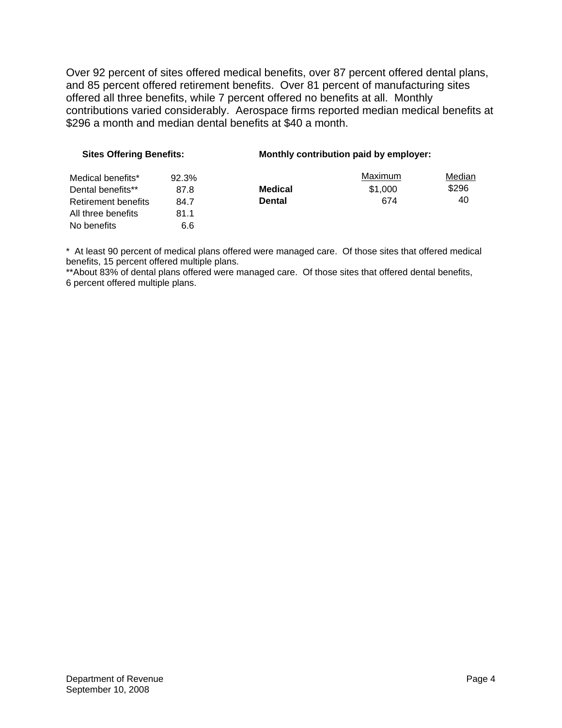Over 92 percent of sites offered medical benefits, over 87 percent offered dental plans, and 85 percent offered retirement benefits. Over 81 percent of manufacturing sites offered all three benefits, while 7 percent offered no benefits at all. Monthly contributions varied considerably. Aerospace firms reported median medical benefits at $296 a month and median dental benefits at $40 a month.

**Sites Offering Benefits:**

| | |
|---|---|
| Medical benefits* | 92.3% |
| Dental benefits** | 87.8 |
| Retirement benefits | 84.7 |
| All three benefits | 81.1 |
| No benefits | 6.6 |

**Monthly contribution paid by employer:**

| | Maximum | Median |
|---|---|---|
| **Medical** | $1,000 | $296 |
| **Dental** | 674 | 40 |

\* At least 90 percent of medical plans offered were managed care. Of those sites that offered medical benefits, 15 percent offered multiple plans.

\*\*About 83% of dental plans offered were managed care. Of those sites that offered dental benefits, 6 percent offered multiple plans.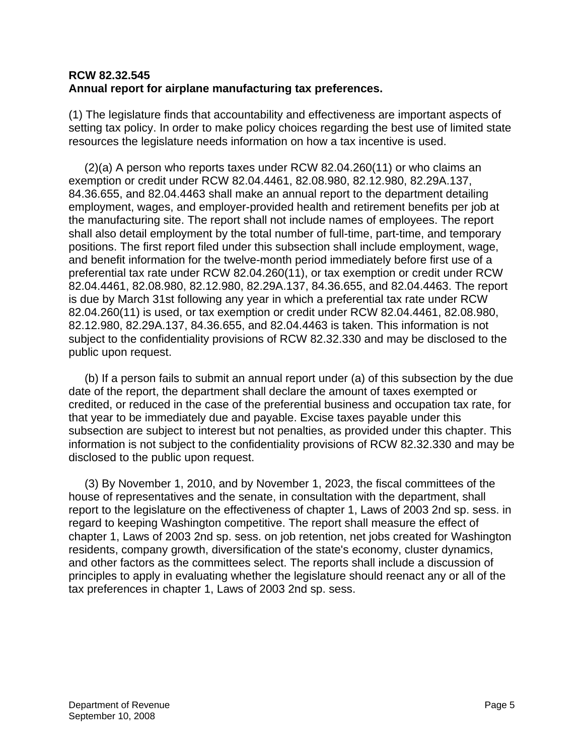**RCW 82.32.545**
**Annual report for airplane manufacturing tax preferences.**

(1) The legislature finds that accountability and effectiveness are important aspects of setting tax policy. In order to make policy choices regarding the best use of limited state resources the legislature needs information on how a tax incentive is used.

(2)(a) A person who reports taxes under RCW 82.04.260(11) or who claims an exemption or credit under RCW 82.04.4461, 82.08.980, 82.12.980, 82.29A.137, 84.36.655, and 82.04.4463 shall make an annual report to the department detailing employment, wages, and employer-provided health and retirement benefits per job at the manufacturing site. The report shall not include names of employees. The report shall also detail employment by the total number of full-time, part-time, and temporary positions. The first report filed under this subsection shall include employment, wage, and benefit information for the twelve-month period immediately before first use of a preferential tax rate under RCW 82.04.260(11), or tax exemption or credit under RCW 82.04.4461, 82.08.980, 82.12.980, 82.29A.137, 84.36.655, and 82.04.4463. The report is due by March 31st following any year in which a preferential tax rate under RCW 82.04.260(11) is used, or tax exemption or credit under RCW 82.04.4461, 82.08.980, 82.12.980, 82.29A.137, 84.36.655, and 82.04.4463 is taken. This information is not subject to the confidentiality provisions of RCW 82.32.330 and may be disclosed to the public upon request.

(b) If a person fails to submit an annual report under (a) of this subsection by the due date of the report, the department shall declare the amount of taxes exempted or credited, or reduced in the case of the preferential business and occupation tax rate, for that year to be immediately due and payable. Excise taxes payable under this subsection are subject to interest but not penalties, as provided under this chapter. This information is not subject to the confidentiality provisions of RCW 82.32.330 and may be disclosed to the public upon request.

(3) By November 1, 2010, and by November 1, 2023, the fiscal committees of the house of representatives and the senate, in consultation with the department, shall report to the legislature on the effectiveness of chapter 1, Laws of 2003 2nd sp. sess. in regard to keeping Washington competitive. The report shall measure the effect of chapter 1, Laws of 2003 2nd sp. sess. on job retention, net jobs created for Washington residents, company growth, diversification of the state's economy, cluster dynamics, and other factors as the committees select. The reports shall include a discussion of principles to apply in evaluating whether the legislature should reenact any or all of the tax preferences in chapter 1, Laws of 2003 2nd sp. sess.